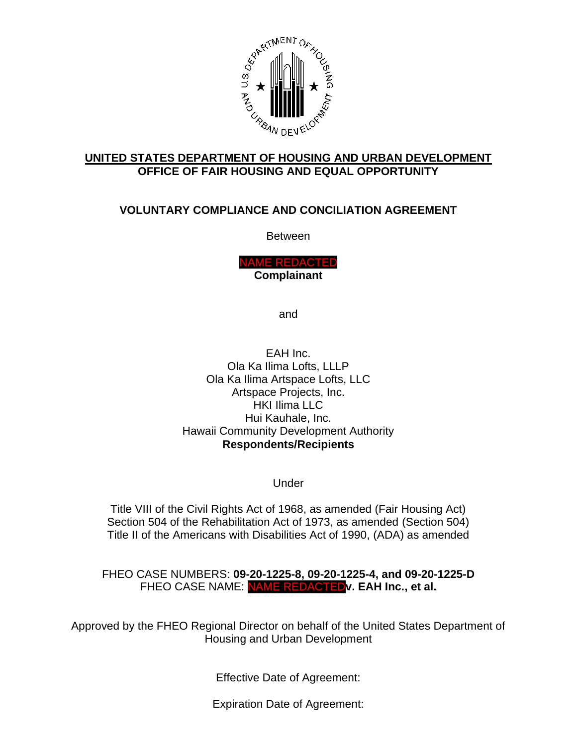**UNITED STATES DEPARTMENT OF HOUSING AND URBAN DEVELOPMENT**
**OFFICE OF FAIR HOUSING AND EQUAL OPPORTUNITY**

**VOLUNTARY COMPLIANCE AND CONCILIATION AGREEMENT**

Between

NAME REDACTED
**Complainant**

and

EAH Inc.
Ola Ka Ilima Lofts, LLLP
Ola Ka Ilima Artspace Lofts, LLC
Artspace Projects, Inc.
HKI Ilima LLC
Hui Kauhale, Inc.
Hawaii Community Development Authority
**Respondents/Recipients**

Under

Title VIII of the Civil Rights Act of 1968, as amended (Fair Housing Act)
Section 504 of the Rehabilitation Act of 1973, as amended (Section 504)
Title II of the Americans with Disabilities Act of 1990, (ADA) as amended

FHEO CASE NUMBERS: **09-20-1225-8, 09-20-1225-4, and 09-20-1225-D**
FHEO CASE NAME: NAME REDACTED **v. EAH Inc., et al.**

Approved by the FHEO Regional Director on behalf of the United States Department of Housing and Urban Development

Effective Date of Agreement:

Expiration Date of Agreement: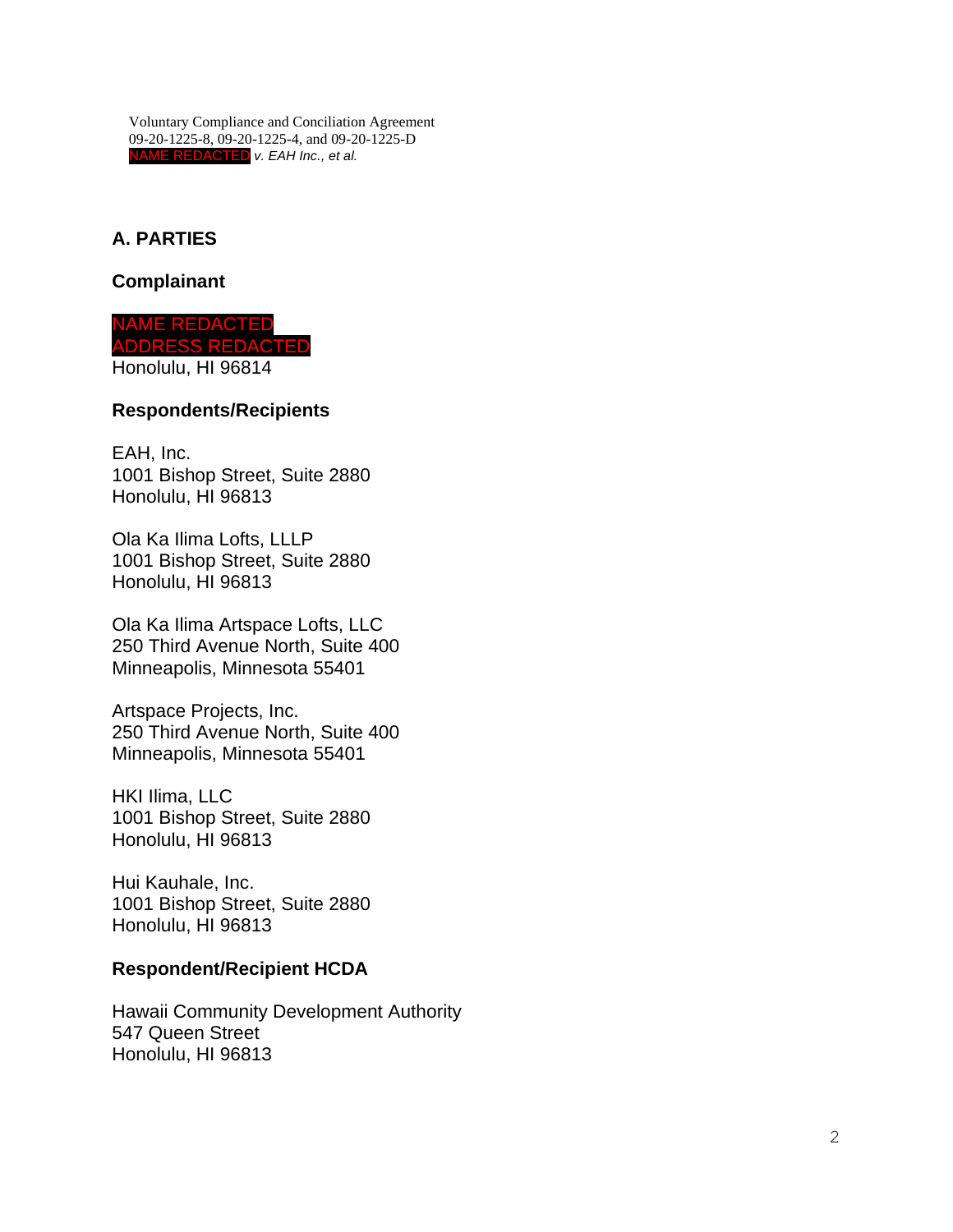## A. PARTIES

### Complainant

NAME REDACTED
ADDRESS REDACTED
Honolulu, HI 96814

### Respondents/Recipients

EAH, Inc.
1001 Bishop Street, Suite 2880
Honolulu, HI 96813

Ola Ka Ilima Lofts, LLLP
1001 Bishop Street, Suite 2880
Honolulu, HI 96813

Ola Ka Ilima Artspace Lofts, LLC
250 Third Avenue North, Suite 400
Minneapolis, Minnesota 55401

Artspace Projects, Inc.
250 Third Avenue North, Suite 400
Minneapolis, Minnesota 55401

HKI Ilima, LLC
1001 Bishop Street, Suite 2880
Honolulu, HI 96813

Hui Kauhale, Inc.
1001 Bishop Street, Suite 2880
Honolulu, HI 96813

### Respondent/Recipient HCDA

Hawaii Community Development Authority
547 Queen Street
Honolulu, HI 96813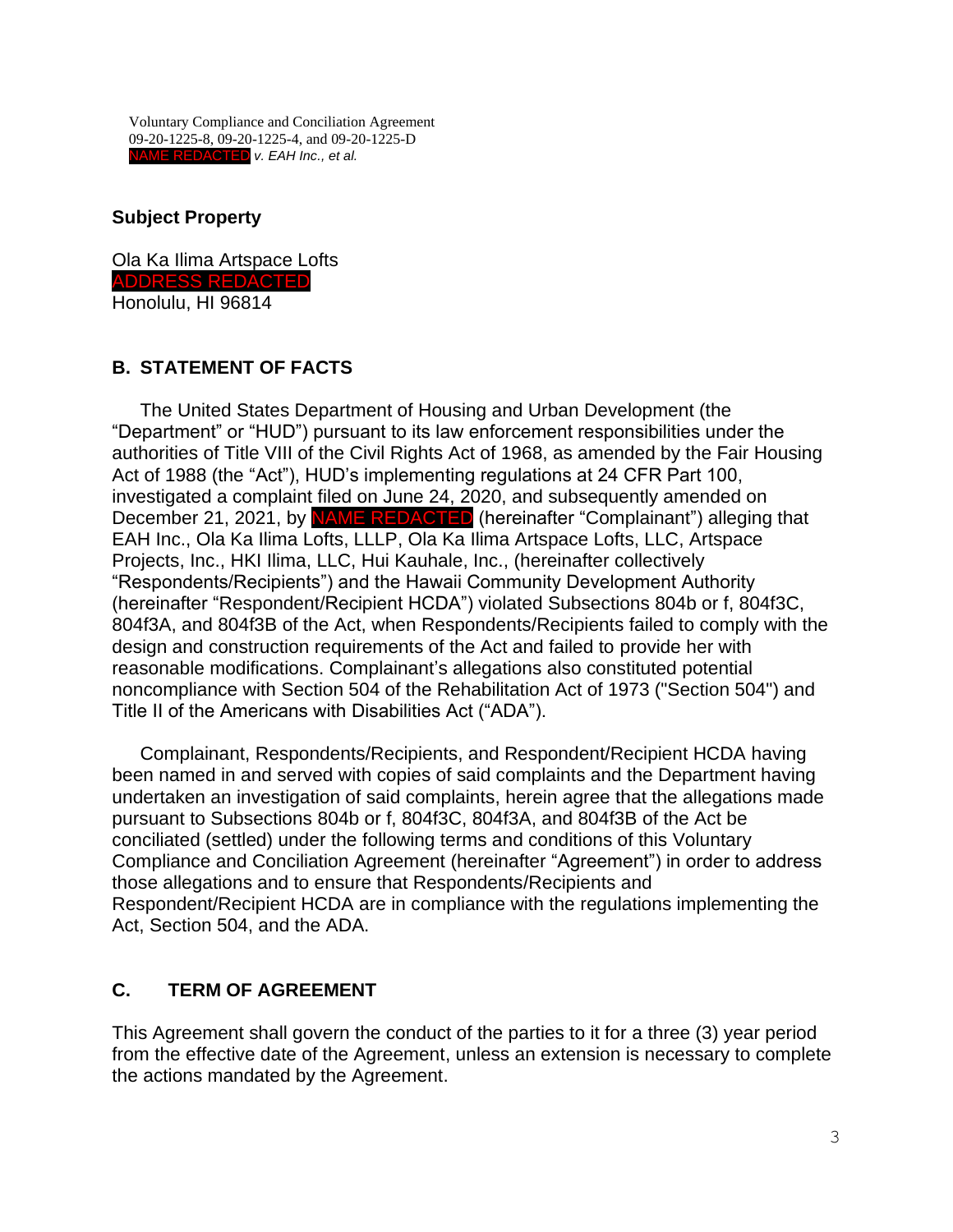## Subject Property

Ola Ka Ilima Artspace Lofts
ADDRESS REDACTED
Honolulu, HI 96814

## B. STATEMENT OF FACTS

The United States Department of Housing and Urban Development (the "Department" or "HUD") pursuant to its law enforcement responsibilities under the authorities of Title VIII of the Civil Rights Act of 1968, as amended by the Fair Housing Act of 1988 (the "Act"), HUD's implementing regulations at 24 CFR Part 100, investigated a complaint filed on June 24, 2020, and subsequently amended on December 21, 2021, by NAME REDACTED (hereinafter "Complainant") alleging that EAH Inc., Ola Ka Ilima Lofts, LLLP, Ola Ka Ilima Artspace Lofts, LLC, Artspace Projects, Inc., HKI Ilima, LLC, Hui Kauhale, Inc., (hereinafter collectively "Respondents/Recipients") and the Hawaii Community Development Authority (hereinafter "Respondent/Recipient HCDA") violated Subsections 804b or f, 804f3C, 804f3A, and 804f3B of the Act, when Respondents/Recipients failed to comply with the design and construction requirements of the Act and failed to provide her with reasonable modifications. Complainant's allegations also constituted potential noncompliance with Section 504 of the Rehabilitation Act of 1973 ("Section 504") and Title II of the Americans with Disabilities Act ("ADA").

Complainant, Respondents/Recipients, and Respondent/Recipient HCDA having been named in and served with copies of said complaints and the Department having undertaken an investigation of said complaints, herein agree that the allegations made pursuant to Subsections 804b or f, 804f3C, 804f3A, and 804f3B of the Act be conciliated (settled) under the following terms and conditions of this Voluntary Compliance and Conciliation Agreement (hereinafter "Agreement") in order to address those allegations and to ensure that Respondents/Recipients and Respondent/Recipient HCDA are in compliance with the regulations implementing the Act, Section 504, and the ADA.

## C. TERM OF AGREEMENT

This Agreement shall govern the conduct of the parties to it for a three (3) year period from the effective date of the Agreement, unless an extension is necessary to complete the actions mandated by the Agreement.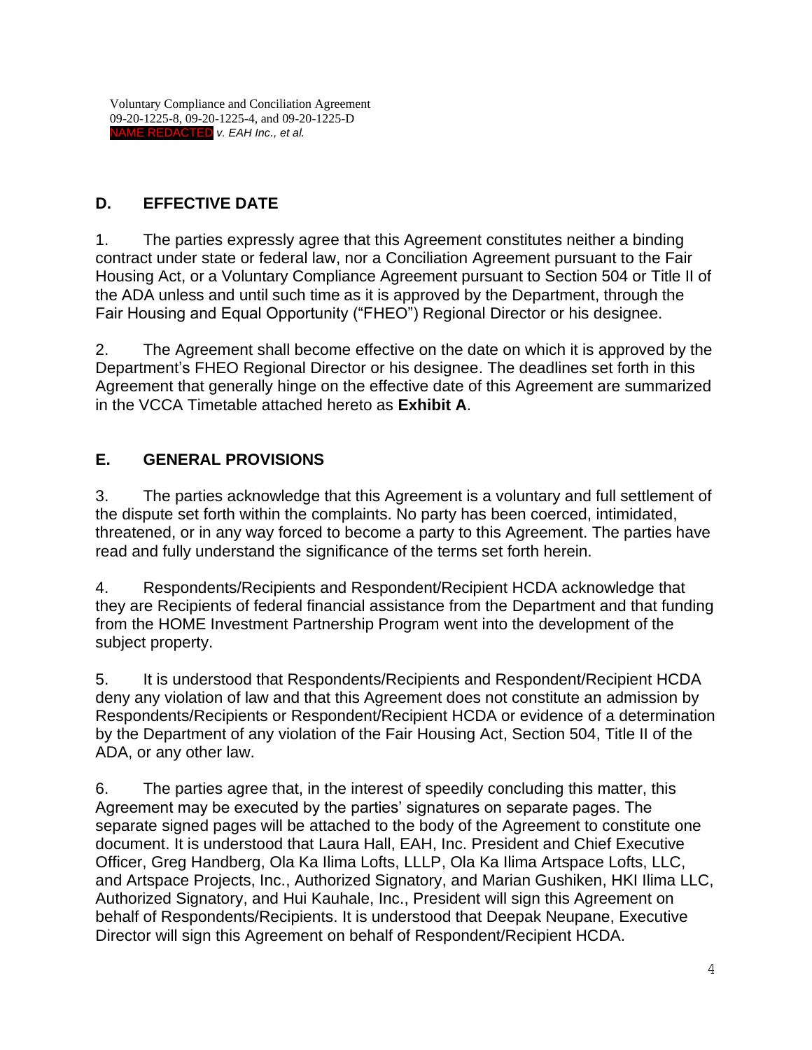## D. EFFECTIVE DATE

1. The parties expressly agree that this Agreement constitutes neither a binding contract under state or federal law, nor a Conciliation Agreement pursuant to the Fair Housing Act, or a Voluntary Compliance Agreement pursuant to Section 504 or Title II of the ADA unless and until such time as it is approved by the Department, through the Fair Housing and Equal Opportunity ("FHEO") Regional Director or his designee.

2. The Agreement shall become effective on the date on which it is approved by the Department's FHEO Regional Director or his designee. The deadlines set forth in this Agreement that generally hinge on the effective date of this Agreement are summarized in the VCCA Timetable attached hereto as **Exhibit A**.

## E. GENERAL PROVISIONS

3. The parties acknowledge that this Agreement is a voluntary and full settlement of the dispute set forth within the complaints. No party has been coerced, intimidated, threatened, or in any way forced to become a party to this Agreement. The parties have read and fully understand the significance of the terms set forth herein.

4. Respondents/Recipients and Respondent/Recipient HCDA acknowledge that they are Recipients of federal financial assistance from the Department and that funding from the HOME Investment Partnership Program went into the development of the subject property.

5. It is understood that Respondents/Recipients and Respondent/Recipient HCDA deny any violation of law and that this Agreement does not constitute an admission by Respondents/Recipients or Respondent/Recipient HCDA or evidence of a determination by the Department of any violation of the Fair Housing Act, Section 504, Title II of the ADA, or any other law.

6. The parties agree that, in the interest of speedily concluding this matter, this Agreement may be executed by the parties' signatures on separate pages. The separate signed pages will be attached to the body of the Agreement to constitute one document. It is understood that Laura Hall, EAH, Inc. President and Chief Executive Officer, Greg Handberg, Ola Ka Ilima Lofts, LLLP, Ola Ka Ilima Artspace Lofts, LLC, and Artspace Projects, Inc., Authorized Signatory, and Marian Gushiken, HKI Ilima LLC, Authorized Signatory, and Hui Kauhale, Inc., President will sign this Agreement on behalf of Respondents/Recipients. It is understood that Deepak Neupane, Executive Director will sign this Agreement on behalf of Respondent/Recipient HCDA.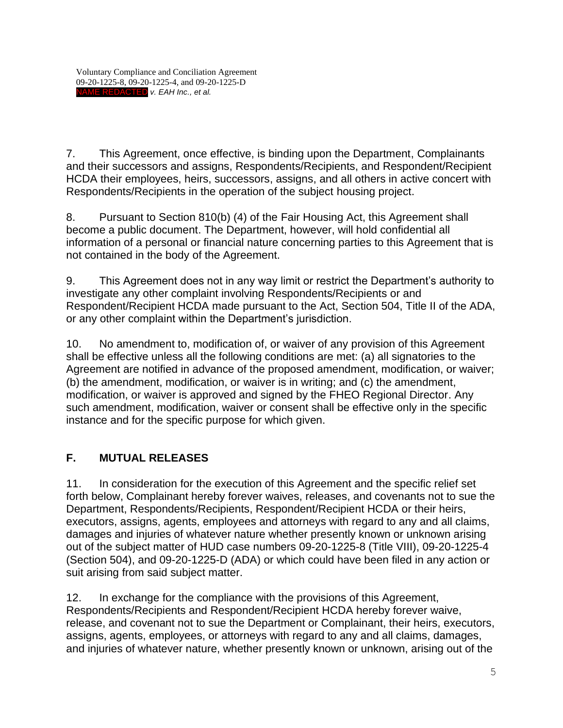7. This Agreement, once effective, is binding upon the Department, Complainants and their successors and assigns, Respondents/Recipients, and Respondent/Recipient HCDA their employees, heirs, successors, assigns, and all others in active concert with Respondents/Recipients in the operation of the subject housing project.

8. Pursuant to Section 810(b) (4) of the Fair Housing Act, this Agreement shall become a public document. The Department, however, will hold confidential all information of a personal or financial nature concerning parties to this Agreement that is not contained in the body of the Agreement.

9. This Agreement does not in any way limit or restrict the Department's authority to investigate any other complaint involving Respondents/Recipients or and Respondent/Recipient HCDA made pursuant to the Act, Section 504, Title II of the ADA, or any other complaint within the Department's jurisdiction.

10. No amendment to, modification of, or waiver of any provision of this Agreement shall be effective unless all the following conditions are met: (a) all signatories to the Agreement are notified in advance of the proposed amendment, modification, or waiver; (b) the amendment, modification, or waiver is in writing; and (c) the amendment, modification, or waiver is approved and signed by the FHEO Regional Director. Any such amendment, modification, waiver or consent shall be effective only in the specific instance and for the specific purpose for which given.

## F. MUTUAL RELEASES

11. In consideration for the execution of this Agreement and the specific relief set forth below, Complainant hereby forever waives, releases, and covenants not to sue the Department, Respondents/Recipients, Respondent/Recipient HCDA or their heirs, executors, assigns, agents, employees and attorneys with regard to any and all claims, damages and injuries of whatever nature whether presently known or unknown arising out of the subject matter of HUD case numbers 09-20-1225-8 (Title VIII), 09-20-1225-4 (Section 504), and 09-20-1225-D (ADA) or which could have been filed in any action or suit arising from said subject matter.

12. In exchange for the compliance with the provisions of this Agreement, Respondents/Recipients and Respondent/Recipient HCDA hereby forever waive, release, and covenant not to sue the Department or Complainant, their heirs, executors, assigns, agents, employees, or attorneys with regard to any and all claims, damages, and injuries of whatever nature, whether presently known or unknown, arising out of the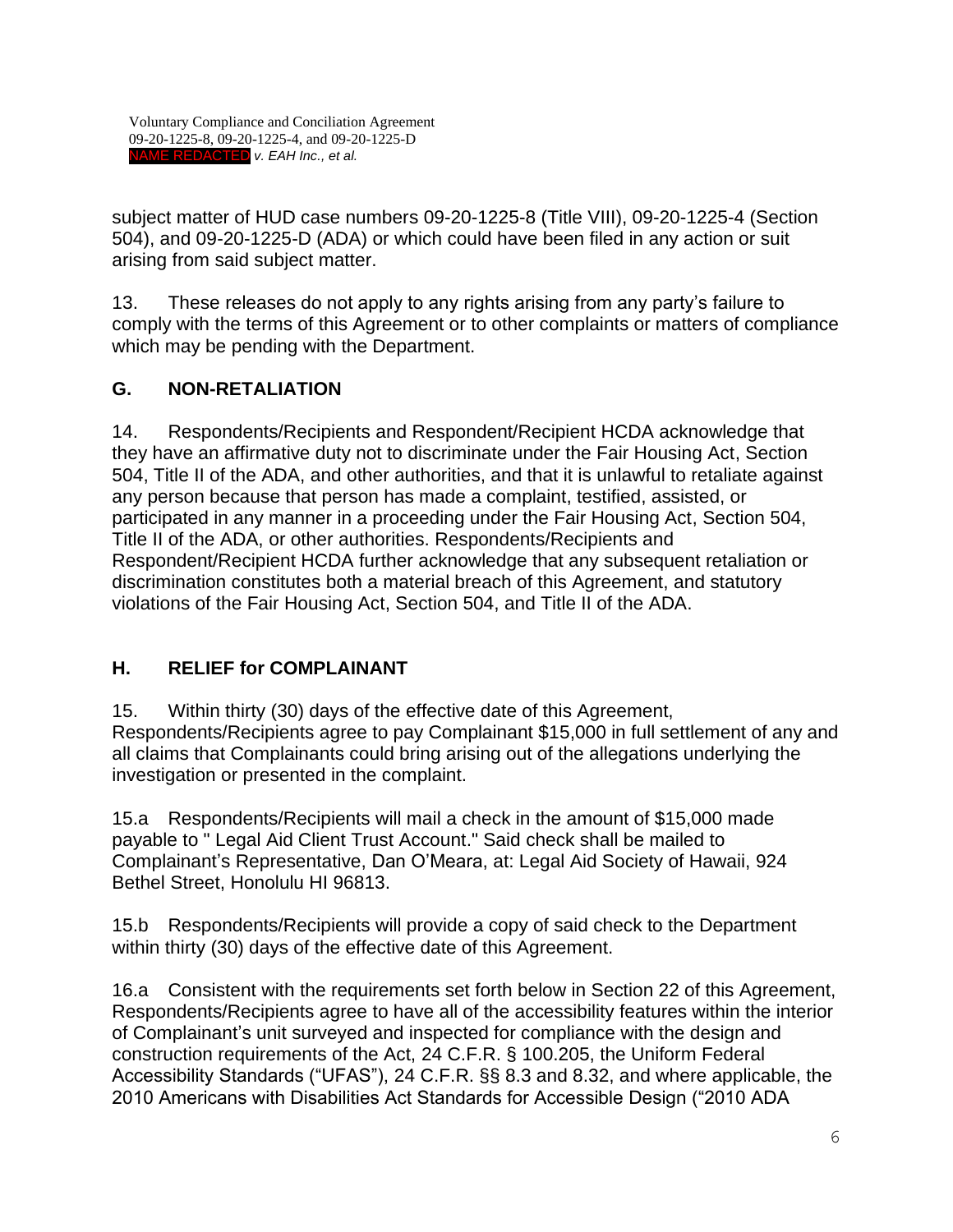subject matter of HUD case numbers 09-20-1225-8 (Title VIII), 09-20-1225-4 (Section 504), and 09-20-1225-D (ADA) or which could have been filed in any action or suit arising from said subject matter.

13. These releases do not apply to any rights arising from any party's failure to comply with the terms of this Agreement or to other complaints or matters of compliance which may be pending with the Department.

## G. NON-RETALIATION

14. Respondents/Recipients and Respondent/Recipient HCDA acknowledge that they have an affirmative duty not to discriminate under the Fair Housing Act, Section 504, Title II of the ADA, and other authorities, and that it is unlawful to retaliate against any person because that person has made a complaint, testified, assisted, or participated in any manner in a proceeding under the Fair Housing Act, Section 504, Title II of the ADA, or other authorities. Respondents/Recipients and Respondent/Recipient HCDA further acknowledge that any subsequent retaliation or discrimination constitutes both a material breach of this Agreement, and statutory violations of the Fair Housing Act, Section 504, and Title II of the ADA.

## H. RELIEF for COMPLAINANT

15. Within thirty (30) days of the effective date of this Agreement, Respondents/Recipients agree to pay Complainant $15,000 in full settlement of any and all claims that Complainants could bring arising out of the allegations underlying the investigation or presented in the complaint.

15.a Respondents/Recipients will mail a check in the amount of $15,000 made payable to " Legal Aid Client Trust Account." Said check shall be mailed to Complainant's Representative, Dan O'Meara, at: Legal Aid Society of Hawaii, 924 Bethel Street, Honolulu HI 96813.

15.b Respondents/Recipients will provide a copy of said check to the Department within thirty (30) days of the effective date of this Agreement.

16.a Consistent with the requirements set forth below in Section 22 of this Agreement, Respondents/Recipients agree to have all of the accessibility features within the interior of Complainant's unit surveyed and inspected for compliance with the design and construction requirements of the Act, 24 C.F.R. § 100.205, the Uniform Federal Accessibility Standards ("UFAS"), 24 C.F.R. §§ 8.3 and 8.32, and where applicable, the 2010 Americans with Disabilities Act Standards for Accessible Design ("2010 ADA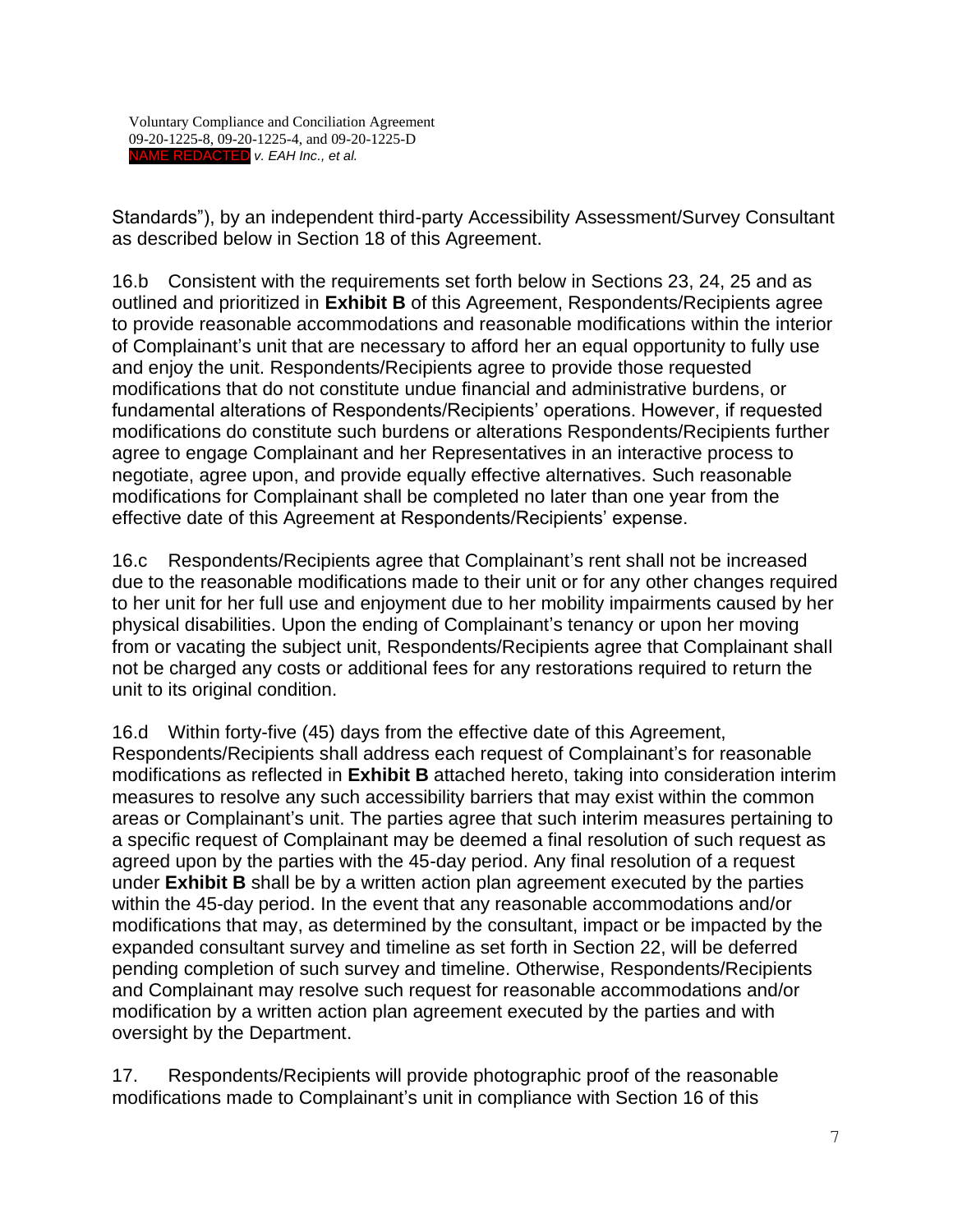Standards"), by an independent third-party Accessibility Assessment/Survey Consultant as described below in Section 18 of this Agreement.

16.b Consistent with the requirements set forth below in Sections 23, 24, 25 and as outlined and prioritized in **Exhibit B** of this Agreement, Respondents/Recipients agree to provide reasonable accommodations and reasonable modifications within the interior of Complainant's unit that are necessary to afford her an equal opportunity to fully use and enjoy the unit. Respondents/Recipients agree to provide those requested modifications that do not constitute undue financial and administrative burdens, or fundamental alterations of Respondents/Recipients' operations. However, if requested modifications do constitute such burdens or alterations Respondents/Recipients further agree to engage Complainant and her Representatives in an interactive process to negotiate, agree upon, and provide equally effective alternatives. Such reasonable modifications for Complainant shall be completed no later than one year from the effective date of this Agreement at Respondents/Recipients' expense.

16.c Respondents/Recipients agree that Complainant's rent shall not be increased due to the reasonable modifications made to their unit or for any other changes required to her unit for her full use and enjoyment due to her mobility impairments caused by her physical disabilities. Upon the ending of Complainant's tenancy or upon her moving from or vacating the subject unit, Respondents/Recipients agree that Complainant shall not be charged any costs or additional fees for any restorations required to return the unit to its original condition.

16.d Within forty-five (45) days from the effective date of this Agreement, Respondents/Recipients shall address each request of Complainant's for reasonable modifications as reflected in **Exhibit B** attached hereto, taking into consideration interim measures to resolve any such accessibility barriers that may exist within the common areas or Complainant's unit. The parties agree that such interim measures pertaining to a specific request of Complainant may be deemed a final resolution of such request as agreed upon by the parties with the 45-day period. Any final resolution of a request under **Exhibit B** shall be by a written action plan agreement executed by the parties within the 45-day period. In the event that any reasonable accommodations and/or modifications that may, as determined by the consultant, impact or be impacted by the expanded consultant survey and timeline as set forth in Section 22, will be deferred pending completion of such survey and timeline. Otherwise, Respondents/Recipients and Complainant may resolve such request for reasonable accommodations and/or modification by a written action plan agreement executed by the parties and with oversight by the Department.

17. Respondents/Recipients will provide photographic proof of the reasonable modifications made to Complainant's unit in compliance with Section 16 of this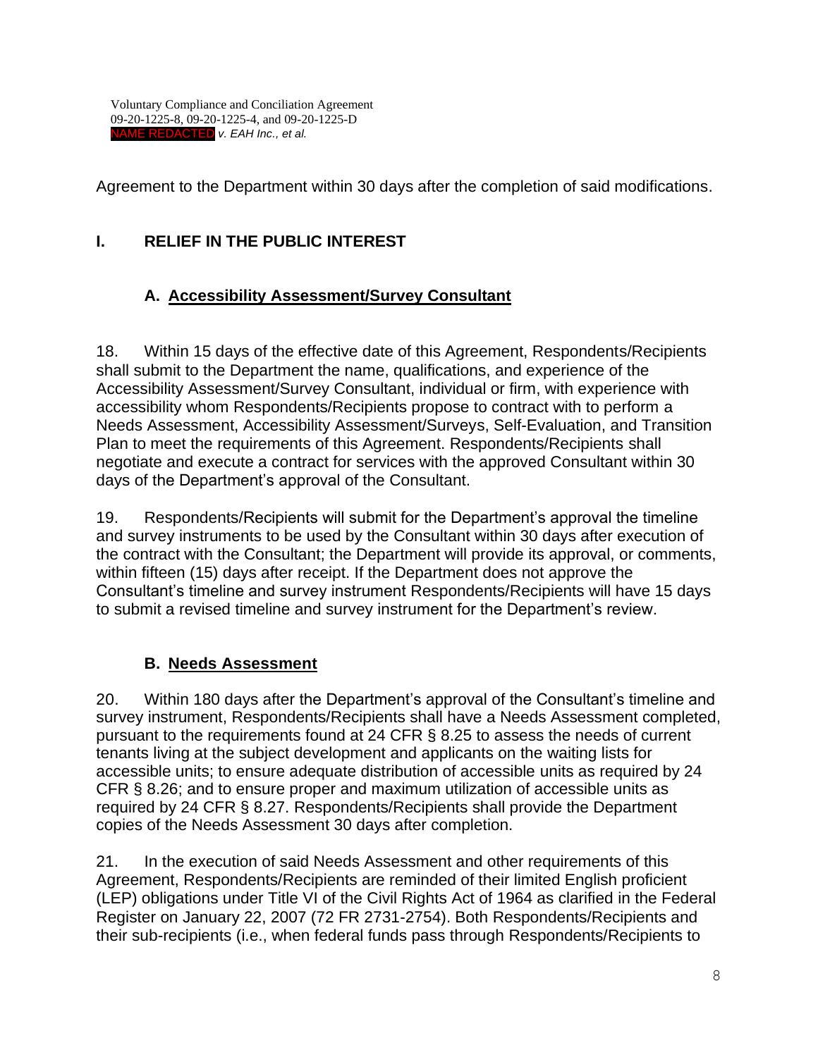Agreement to the Department within 30 days after the completion of said modifications.

## I. RELIEF IN THE PUBLIC INTEREST

### A. Accessibility Assessment/Survey Consultant

18. Within 15 days of the effective date of this Agreement, Respondents/Recipients shall submit to the Department the name, qualifications, and experience of the Accessibility Assessment/Survey Consultant, individual or firm, with experience with accessibility whom Respondents/Recipients propose to contract with to perform a Needs Assessment, Accessibility Assessment/Surveys, Self-Evaluation, and Transition Plan to meet the requirements of this Agreement. Respondents/Recipients shall negotiate and execute a contract for services with the approved Consultant within 30 days of the Department's approval of the Consultant.

19. Respondents/Recipients will submit for the Department's approval the timeline and survey instruments to be used by the Consultant within 30 days after execution of the contract with the Consultant; the Department will provide its approval, or comments, within fifteen (15) days after receipt. If the Department does not approve the Consultant's timeline and survey instrument Respondents/Recipients will have 15 days to submit a revised timeline and survey instrument for the Department's review.

### B. Needs Assessment

20. Within 180 days after the Department's approval of the Consultant's timeline and survey instrument, Respondents/Recipients shall have a Needs Assessment completed, pursuant to the requirements found at 24 CFR § 8.25 to assess the needs of current tenants living at the subject development and applicants on the waiting lists for accessible units; to ensure adequate distribution of accessible units as required by 24 CFR § 8.26; and to ensure proper and maximum utilization of accessible units as required by 24 CFR § 8.27. Respondents/Recipients shall provide the Department copies of the Needs Assessment 30 days after completion.

21. In the execution of said Needs Assessment and other requirements of this Agreement, Respondents/Recipients are reminded of their limited English proficient (LEP) obligations under Title VI of the Civil Rights Act of 1964 as clarified in the Federal Register on January 22, 2007 (72 FR 2731-2754). Both Respondents/Recipients and their sub-recipients (i.e., when federal funds pass through Respondents/Recipients to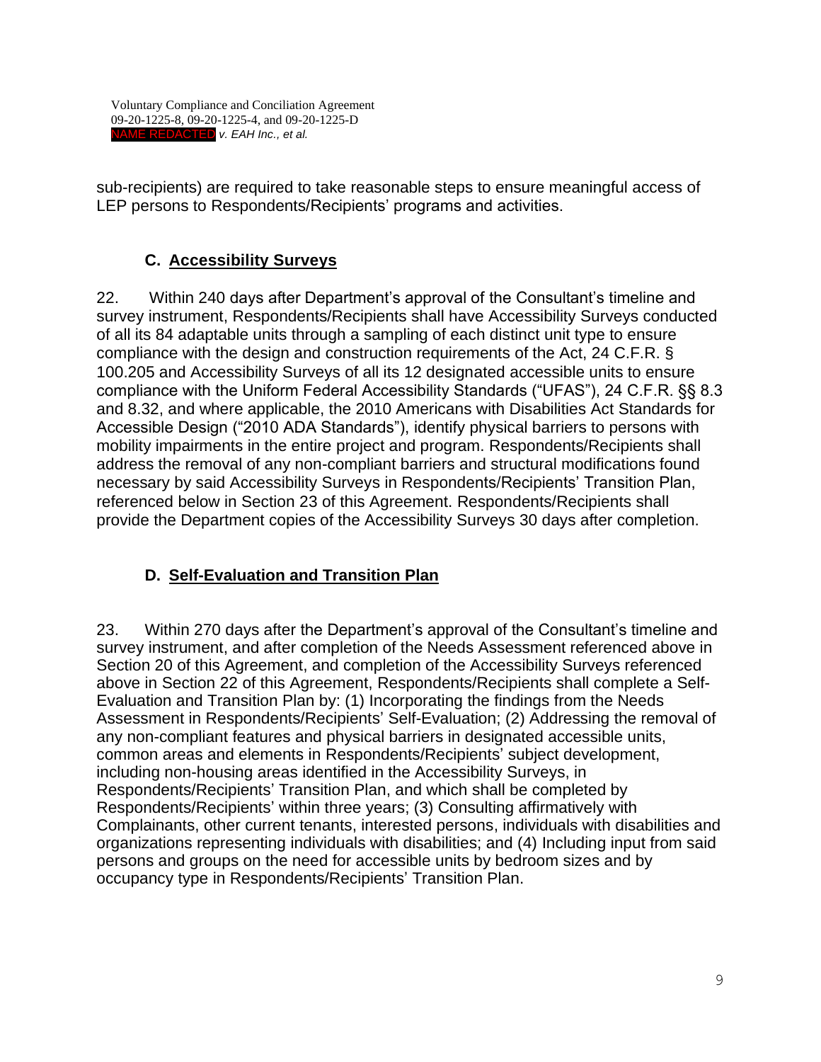sub-recipients) are required to take reasonable steps to ensure meaningful access of LEP persons to Respondents/Recipients' programs and activities.

### C. Accessibility Surveys

22. Within 240 days after Department's approval of the Consultant's timeline and survey instrument, Respondents/Recipients shall have Accessibility Surveys conducted of all its 84 adaptable units through a sampling of each distinct unit type to ensure compliance with the design and construction requirements of the Act, 24 C.F.R. § 100.205 and Accessibility Surveys of all its 12 designated accessible units to ensure compliance with the Uniform Federal Accessibility Standards ("UFAS"), 24 C.F.R. §§ 8.3 and 8.32, and where applicable, the 2010 Americans with Disabilities Act Standards for Accessible Design ("2010 ADA Standards"), identify physical barriers to persons with mobility impairments in the entire project and program. Respondents/Recipients shall address the removal of any non-compliant barriers and structural modifications found necessary by said Accessibility Surveys in Respondents/Recipients' Transition Plan, referenced below in Section 23 of this Agreement. Respondents/Recipients shall provide the Department copies of the Accessibility Surveys 30 days after completion.

### D. Self-Evaluation and Transition Plan

23. Within 270 days after the Department's approval of the Consultant's timeline and survey instrument, and after completion of the Needs Assessment referenced above in Section 20 of this Agreement, and completion of the Accessibility Surveys referenced above in Section 22 of this Agreement, Respondents/Recipients shall complete a Self-Evaluation and Transition Plan by: (1) Incorporating the findings from the Needs Assessment in Respondents/Recipients' Self-Evaluation; (2) Addressing the removal of any non-compliant features and physical barriers in designated accessible units, common areas and elements in Respondents/Recipients' subject development, including non-housing areas identified in the Accessibility Surveys, in Respondents/Recipients' Transition Plan, and which shall be completed by Respondents/Recipients' within three years; (3) Consulting affirmatively with Complainants, other current tenants, interested persons, individuals with disabilities and organizations representing individuals with disabilities; and (4) Including input from said persons and groups on the need for accessible units by bedroom sizes and by occupancy type in Respondents/Recipients' Transition Plan.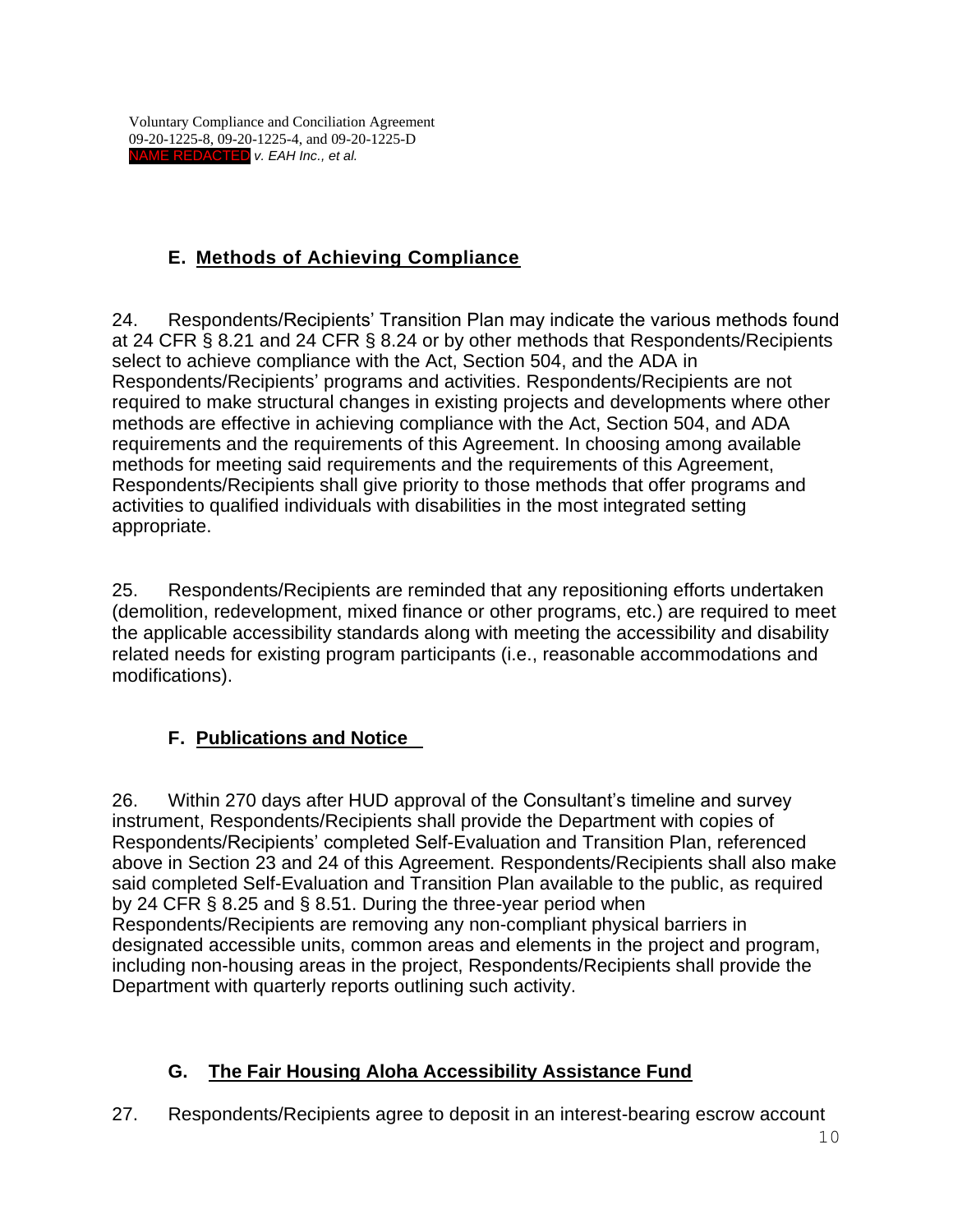## E. Methods of Achieving Compliance

24. Respondents/Recipients' Transition Plan may indicate the various methods found at 24 CFR § 8.21 and 24 CFR § 8.24 or by other methods that Respondents/Recipients select to achieve compliance with the Act, Section 504, and the ADA in Respondents/Recipients' programs and activities. Respondents/Recipients are not required to make structural changes in existing projects and developments where other methods are effective in achieving compliance with the Act, Section 504, and ADA requirements and the requirements of this Agreement. In choosing among available methods for meeting said requirements and the requirements of this Agreement, Respondents/Recipients shall give priority to those methods that offer programs and activities to qualified individuals with disabilities in the most integrated setting appropriate.

25. Respondents/Recipients are reminded that any repositioning efforts undertaken (demolition, redevelopment, mixed finance or other programs, etc.) are required to meet the applicable accessibility standards along with meeting the accessibility and disability related needs for existing program participants (i.e., reasonable accommodations and modifications).

## F. Publications and Notice

26. Within 270 days after HUD approval of the Consultant's timeline and survey instrument, Respondents/Recipients shall provide the Department with copies of Respondents/Recipients' completed Self-Evaluation and Transition Plan, referenced above in Section 23 and 24 of this Agreement. Respondents/Recipients shall also make said completed Self-Evaluation and Transition Plan available to the public, as required by 24 CFR § 8.25 and § 8.51. During the three-year period when Respondents/Recipients are removing any non-compliant physical barriers in designated accessible units, common areas and elements in the project and program, including non-housing areas in the project, Respondents/Recipients shall provide the Department with quarterly reports outlining such activity.

## G. The Fair Housing Aloha Accessibility Assistance Fund

27. Respondents/Recipients agree to deposit in an interest-bearing escrow account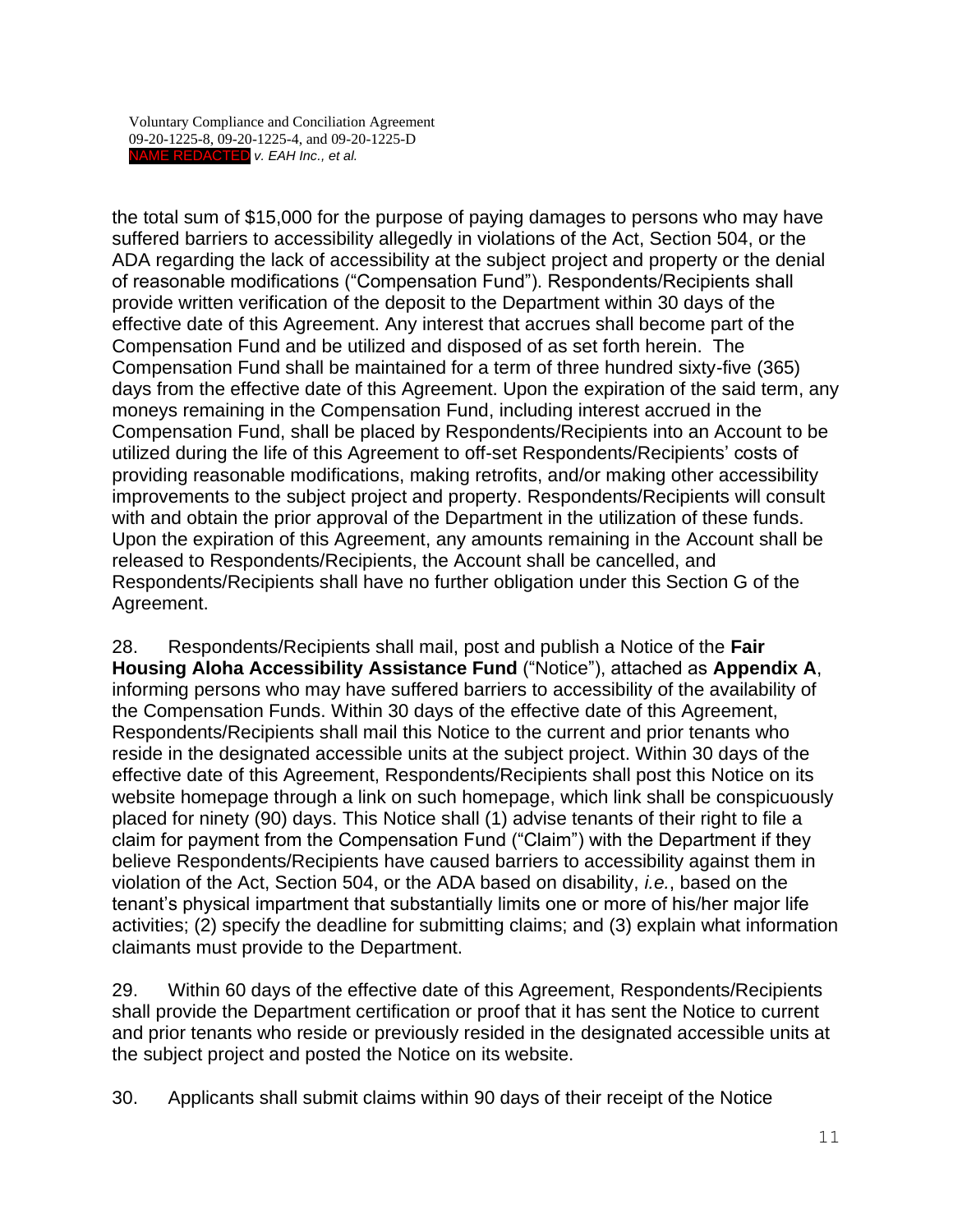the total sum of $15,000 for the purpose of paying damages to persons who may have suffered barriers to accessibility allegedly in violations of the Act, Section 504, or the ADA regarding the lack of accessibility at the subject project and property or the denial of reasonable modifications ("Compensation Fund"). Respondents/Recipients shall provide written verification of the deposit to the Department within 30 days of the effective date of this Agreement. Any interest that accrues shall become part of the Compensation Fund and be utilized and disposed of as set forth herein. The Compensation Fund shall be maintained for a term of three hundred sixty-five (365) days from the effective date of this Agreement. Upon the expiration of the said term, any moneys remaining in the Compensation Fund, including interest accrued in the Compensation Fund, shall be placed by Respondents/Recipients into an Account to be utilized during the life of this Agreement to off-set Respondents/Recipients' costs of providing reasonable modifications, making retrofits, and/or making other accessibility improvements to the subject project and property. Respondents/Recipients will consult with and obtain the prior approval of the Department in the utilization of these funds. Upon the expiration of this Agreement, any amounts remaining in the Account shall be released to Respondents/Recipients, the Account shall be cancelled, and Respondents/Recipients shall have no further obligation under this Section G of the Agreement.

28. Respondents/Recipients shall mail, post and publish a Notice of the **Fair Housing Aloha Accessibility Assistance Fund** ("Notice"), attached as **Appendix A**, informing persons who may have suffered barriers to accessibility of the availability of the Compensation Funds. Within 30 days of the effective date of this Agreement, Respondents/Recipients shall mail this Notice to the current and prior tenants who reside in the designated accessible units at the subject project. Within 30 days of the effective date of this Agreement, Respondents/Recipients shall post this Notice on its website homepage through a link on such homepage, which link shall be conspicuously placed for ninety (90) days. This Notice shall (1) advise tenants of their right to file a claim for payment from the Compensation Fund ("Claim") with the Department if they believe Respondents/Recipients have caused barriers to accessibility against them in violation of the Act, Section 504, or the ADA based on disability, *i.e.*, based on the tenant's physical impartment that substantially limits one or more of his/her major life activities; (2) specify the deadline for submitting claims; and (3) explain what information claimants must provide to the Department.

29. Within 60 days of the effective date of this Agreement, Respondents/Recipients shall provide the Department certification or proof that it has sent the Notice to current and prior tenants who reside or previously resided in the designated accessible units at the subject project and posted the Notice on its website.

30. Applicants shall submit claims within 90 days of their receipt of the Notice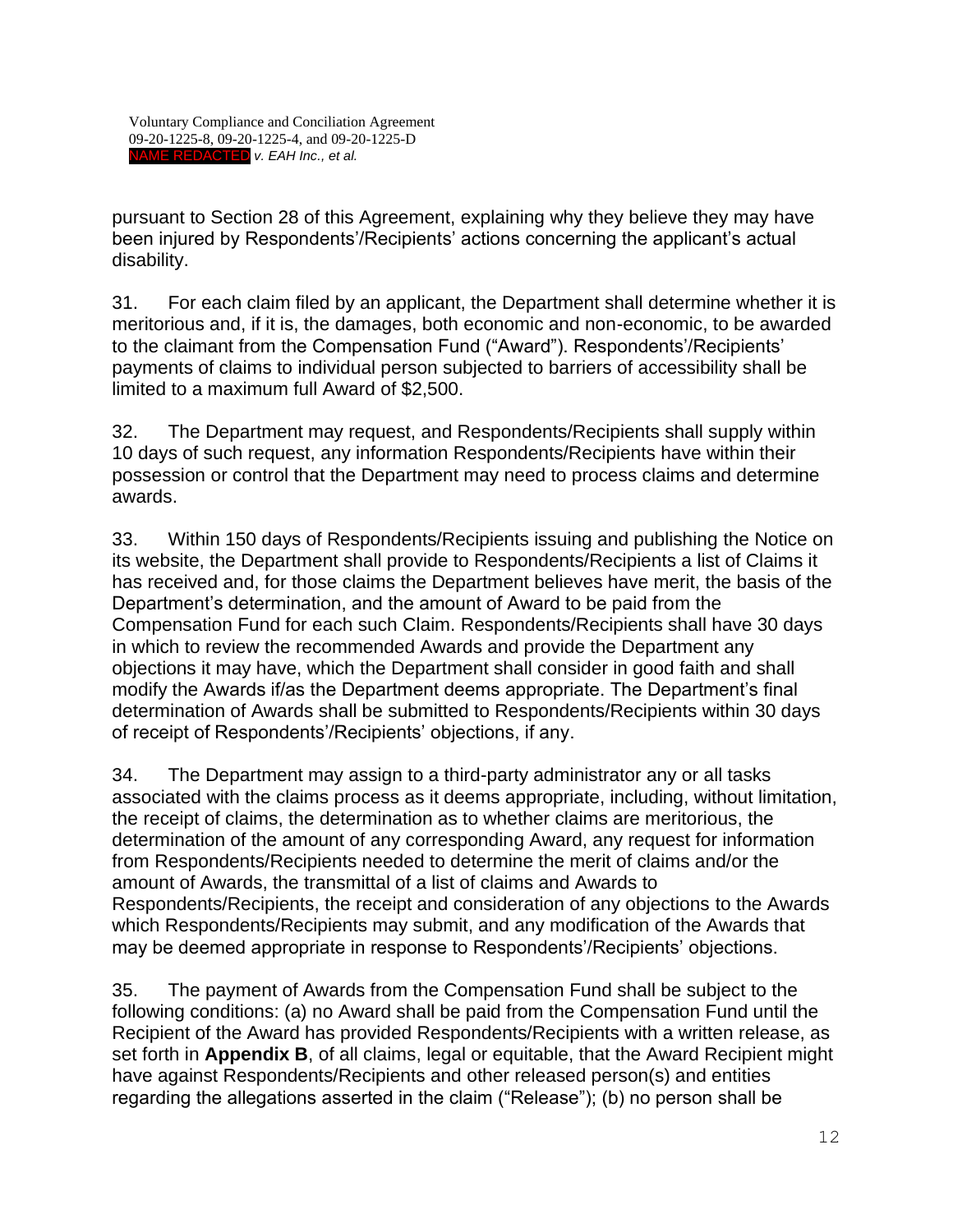pursuant to Section 28 of this Agreement, explaining why they believe they may have been injured by Respondents'/Recipients' actions concerning the applicant's actual disability.

31. For each claim filed by an applicant, the Department shall determine whether it is meritorious and, if it is, the damages, both economic and non-economic, to be awarded to the claimant from the Compensation Fund ("Award"). Respondents'/Recipients' payments of claims to individual person subjected to barriers of accessibility shall be limited to a maximum full Award of $2,500.

32. The Department may request, and Respondents/Recipients shall supply within 10 days of such request, any information Respondents/Recipients have within their possession or control that the Department may need to process claims and determine awards.

33. Within 150 days of Respondents/Recipients issuing and publishing the Notice on its website, the Department shall provide to Respondents/Recipients a list of Claims it has received and, for those claims the Department believes have merit, the basis of the Department's determination, and the amount of Award to be paid from the Compensation Fund for each such Claim. Respondents/Recipients shall have 30 days in which to review the recommended Awards and provide the Department any objections it may have, which the Department shall consider in good faith and shall modify the Awards if/as the Department deems appropriate. The Department's final determination of Awards shall be submitted to Respondents/Recipients within 30 days of receipt of Respondents'/Recipients' objections, if any.

34. The Department may assign to a third-party administrator any or all tasks associated with the claims process as it deems appropriate, including, without limitation, the receipt of claims, the determination as to whether claims are meritorious, the determination of the amount of any corresponding Award, any request for information from Respondents/Recipients needed to determine the merit of claims and/or the amount of Awards, the transmittal of a list of claims and Awards to Respondents/Recipients, the receipt and consideration of any objections to the Awards which Respondents/Recipients may submit, and any modification of the Awards that may be deemed appropriate in response to Respondents'/Recipients' objections.

35. The payment of Awards from the Compensation Fund shall be subject to the following conditions: (a) no Award shall be paid from the Compensation Fund until the Recipient of the Award has provided Respondents/Recipients with a written release, as set forth in **Appendix B**, of all claims, legal or equitable, that the Award Recipient might have against Respondents/Recipients and other released person(s) and entities regarding the allegations asserted in the claim ("Release"); (b) no person shall be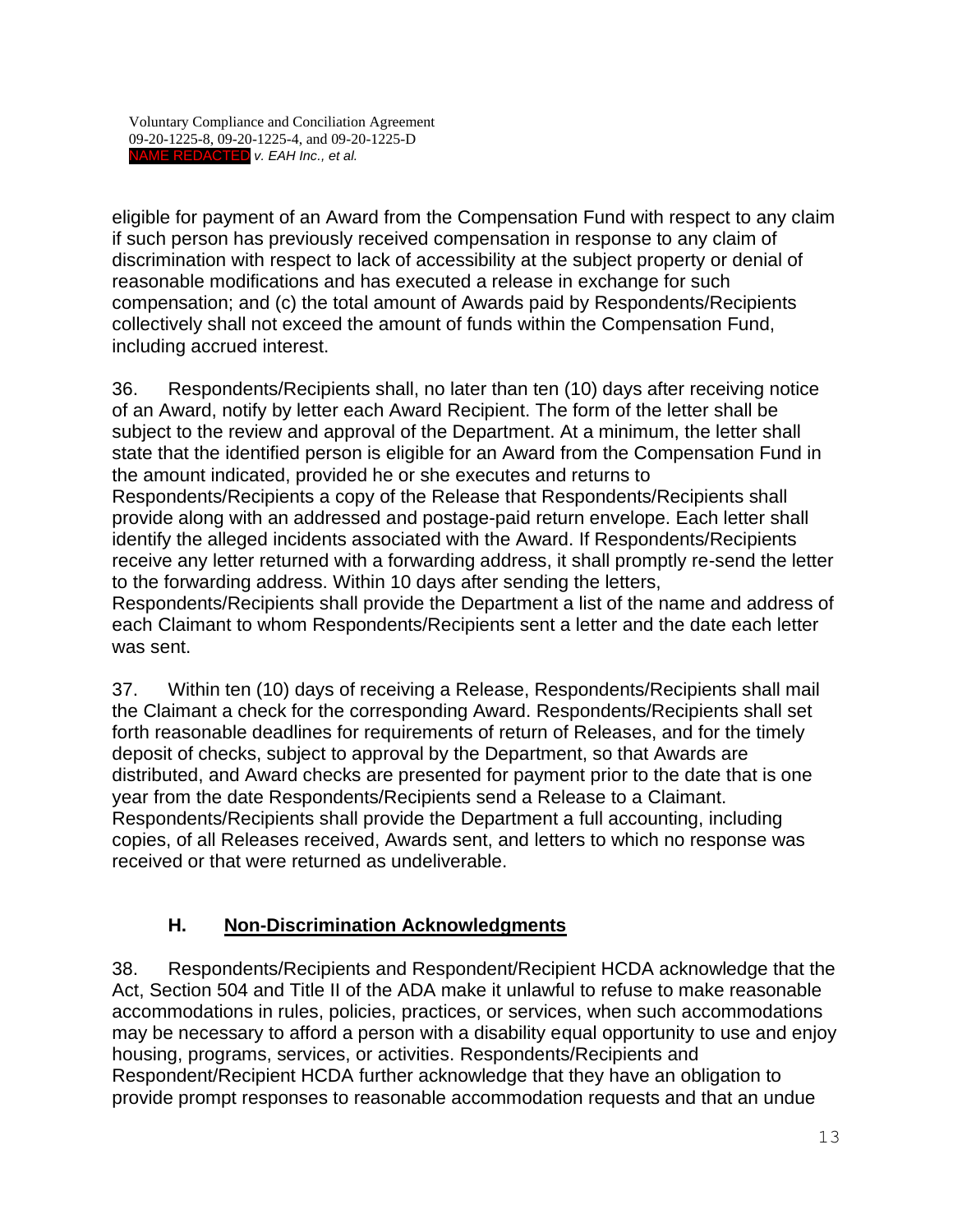eligible for payment of an Award from the Compensation Fund with respect to any claim if such person has previously received compensation in response to any claim of discrimination with respect to lack of accessibility at the subject property or denial of reasonable modifications and has executed a release in exchange for such compensation; and (c) the total amount of Awards paid by Respondents/Recipients collectively shall not exceed the amount of funds within the Compensation Fund, including accrued interest.

36. Respondents/Recipients shall, no later than ten (10) days after receiving notice of an Award, notify by letter each Award Recipient. The form of the letter shall be subject to the review and approval of the Department. At a minimum, the letter shall state that the identified person is eligible for an Award from the Compensation Fund in the amount indicated, provided he or she executes and returns to Respondents/Recipients a copy of the Release that Respondents/Recipients shall provide along with an addressed and postage-paid return envelope. Each letter shall identify the alleged incidents associated with the Award. If Respondents/Recipients receive any letter returned with a forwarding address, it shall promptly re-send the letter to the forwarding address. Within 10 days after sending the letters, Respondents/Recipients shall provide the Department a list of the name and address of each Claimant to whom Respondents/Recipients sent a letter and the date each letter was sent.

37. Within ten (10) days of receiving a Release, Respondents/Recipients shall mail the Claimant a check for the corresponding Award. Respondents/Recipients shall set forth reasonable deadlines for requirements of return of Releases, and for the timely deposit of checks, subject to approval by the Department, so that Awards are distributed, and Award checks are presented for payment prior to the date that is one year from the date Respondents/Recipients send a Release to a Claimant. Respondents/Recipients shall provide the Department a full accounting, including copies, of all Releases received, Awards sent, and letters to which no response was received or that were returned as undeliverable.

### H. Non-Discrimination Acknowledgments

38. Respondents/Recipients and Respondent/Recipient HCDA acknowledge that the Act, Section 504 and Title II of the ADA make it unlawful to refuse to make reasonable accommodations in rules, policies, practices, or services, when such accommodations may be necessary to afford a person with a disability equal opportunity to use and enjoy housing, programs, services, or activities. Respondents/Recipients and Respondent/Recipient HCDA further acknowledge that they have an obligation to provide prompt responses to reasonable accommodation requests and that an undue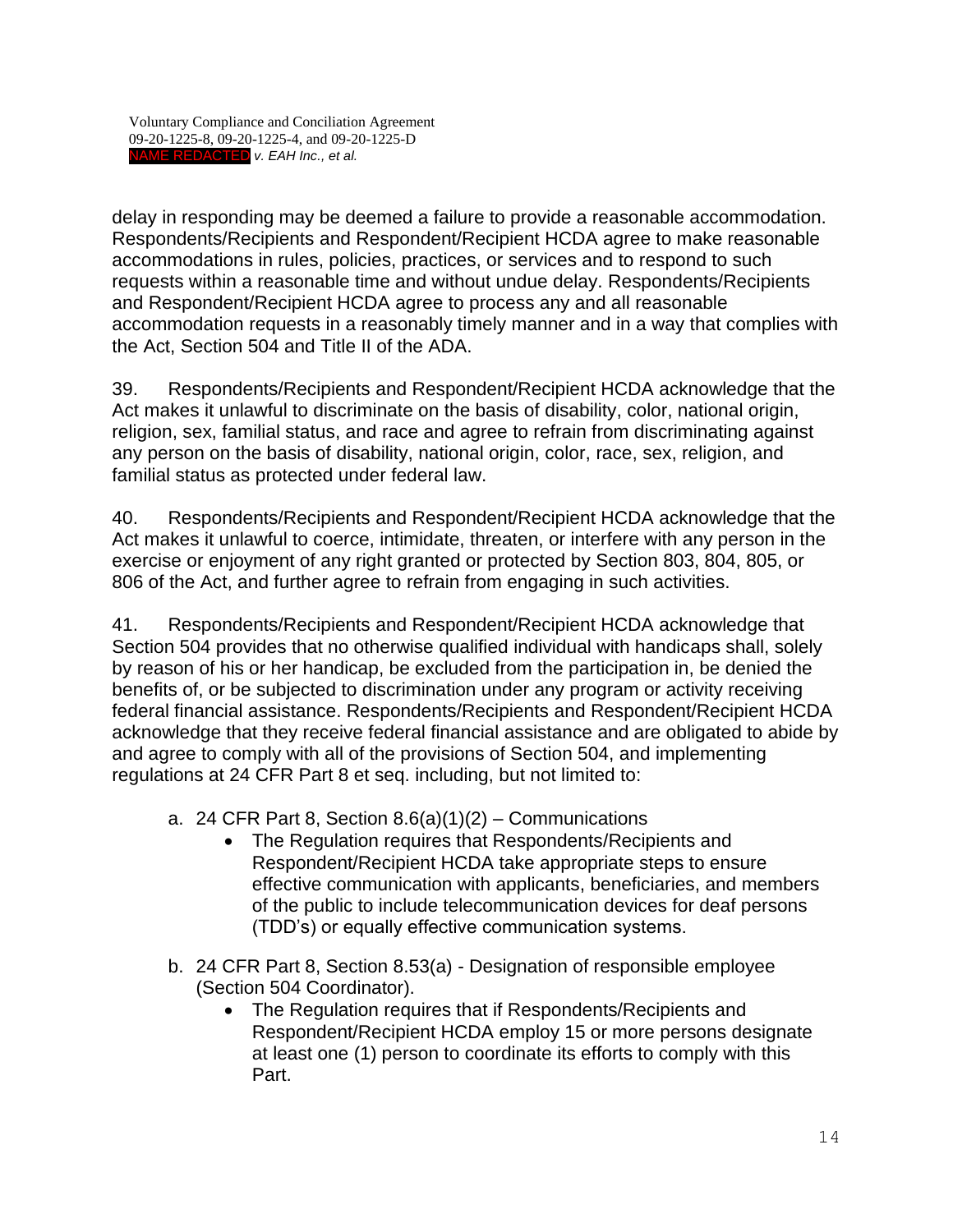delay in responding may be deemed a failure to provide a reasonable accommodation. Respondents/Recipients and Respondent/Recipient HCDA agree to make reasonable accommodations in rules, policies, practices, or services and to respond to such requests within a reasonable time and without undue delay. Respondents/Recipients and Respondent/Recipient HCDA agree to process any and all reasonable accommodation requests in a reasonably timely manner and in a way that complies with the Act, Section 504 and Title II of the ADA.

39. Respondents/Recipients and Respondent/Recipient HCDA acknowledge that the Act makes it unlawful to discriminate on the basis of disability, color, national origin, religion, sex, familial status, and race and agree to refrain from discriminating against any person on the basis of disability, national origin, color, race, sex, religion, and familial status as protected under federal law.

40. Respondents/Recipients and Respondent/Recipient HCDA acknowledge that the Act makes it unlawful to coerce, intimidate, threaten, or interfere with any person in the exercise or enjoyment of any right granted or protected by Section 803, 804, 805, or 806 of the Act, and further agree to refrain from engaging in such activities.

41. Respondents/Recipients and Respondent/Recipient HCDA acknowledge that Section 504 provides that no otherwise qualified individual with handicaps shall, solely by reason of his or her handicap, be excluded from the participation in, be denied the benefits of, or be subjected to discrimination under any program or activity receiving federal financial assistance. Respondents/Recipients and Respondent/Recipient HCDA acknowledge that they receive federal financial assistance and are obligated to abide by and agree to comply with all of the provisions of Section 504, and implementing regulations at 24 CFR Part 8 et seq. including, but not limited to:

a. 24 CFR Part 8, Section 8.6(a)(1)(2) – Communications
    - The Regulation requires that Respondents/Recipients and Respondent/Recipient HCDA take appropriate steps to ensure effective communication with applicants, beneficiaries, and members of the public to include telecommunication devices for deaf persons (TDD's) or equally effective communication systems.

b. 24 CFR Part 8, Section 8.53(a) - Designation of responsible employee (Section 504 Coordinator).
    - The Regulation requires that if Respondents/Recipients and Respondent/Recipient HCDA employ 15 or more persons designate at least one (1) person to coordinate its efforts to comply with this Part.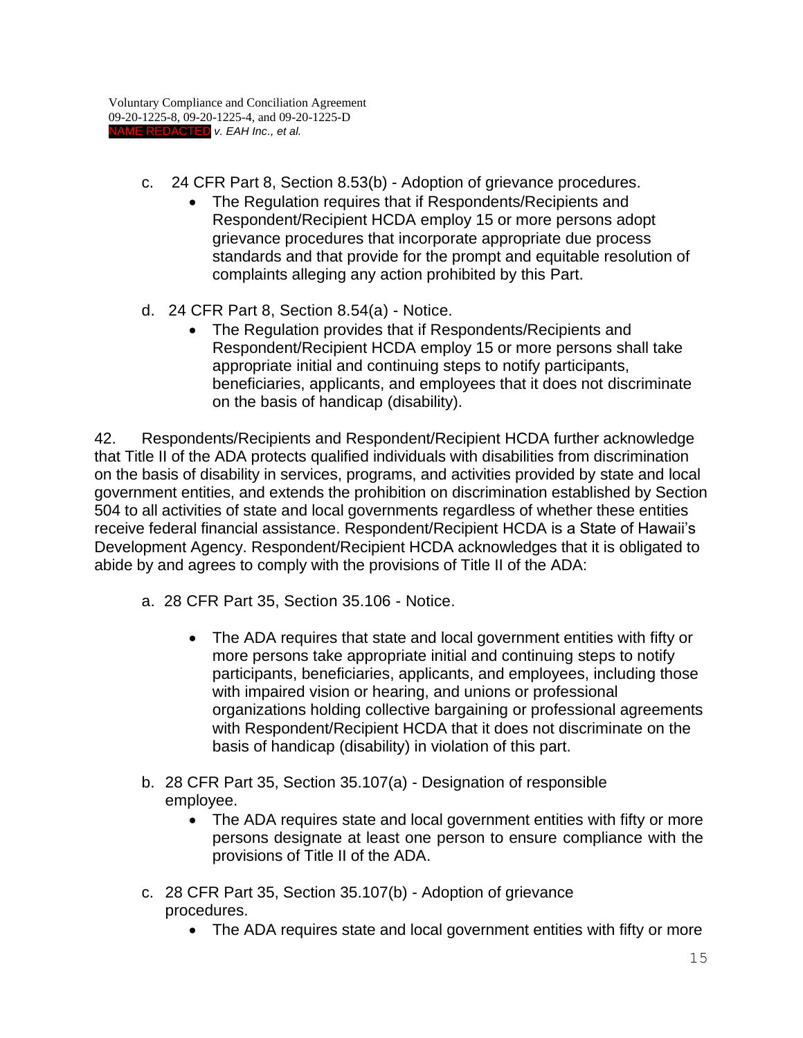c. 24 CFR Part 8, Section 8.53(b) - Adoption of grievance procedures.

- The Regulation requires that if Respondents/Recipients and Respondent/Recipient HCDA employ 15 or more persons adopt grievance procedures that incorporate appropriate due process standards and that provide for the prompt and equitable resolution of complaints alleging any action prohibited by this Part.

d. 24 CFR Part 8, Section 8.54(a) - Notice.

- The Regulation provides that if Respondents/Recipients and Respondent/Recipient HCDA employ 15 or more persons shall take appropriate initial and continuing steps to notify participants, beneficiaries, applicants, and employees that it does not discriminate on the basis of handicap (disability).

42. Respondents/Recipients and Respondent/Recipient HCDA further acknowledge that Title II of the ADA protects qualified individuals with disabilities from discrimination on the basis of disability in services, programs, and activities provided by state and local government entities, and extends the prohibition on discrimination established by Section 504 to all activities of state and local governments regardless of whether these entities receive federal financial assistance. Respondent/Recipient HCDA is a State of Hawaii's Development Agency. Respondent/Recipient HCDA acknowledges that it is obligated to abide by and agrees to comply with the provisions of Title II of the ADA:

a. 28 CFR Part 35, Section 35.106 - Notice.

- The ADA requires that state and local government entities with fifty or more persons take appropriate initial and continuing steps to notify participants, beneficiaries, applicants, and employees, including those with impaired vision or hearing, and unions or professional organizations holding collective bargaining or professional agreements with Respondent/Recipient HCDA that it does not discriminate on the basis of handicap (disability) in violation of this part.

b. 28 CFR Part 35, Section 35.107(a) - Designation of responsible employee.

- The ADA requires state and local government entities with fifty or more persons designate at least one person to ensure compliance with the provisions of Title II of the ADA.

c. 28 CFR Part 35, Section 35.107(b) - Adoption of grievance procedures.

- The ADA requires state and local government entities with fifty or more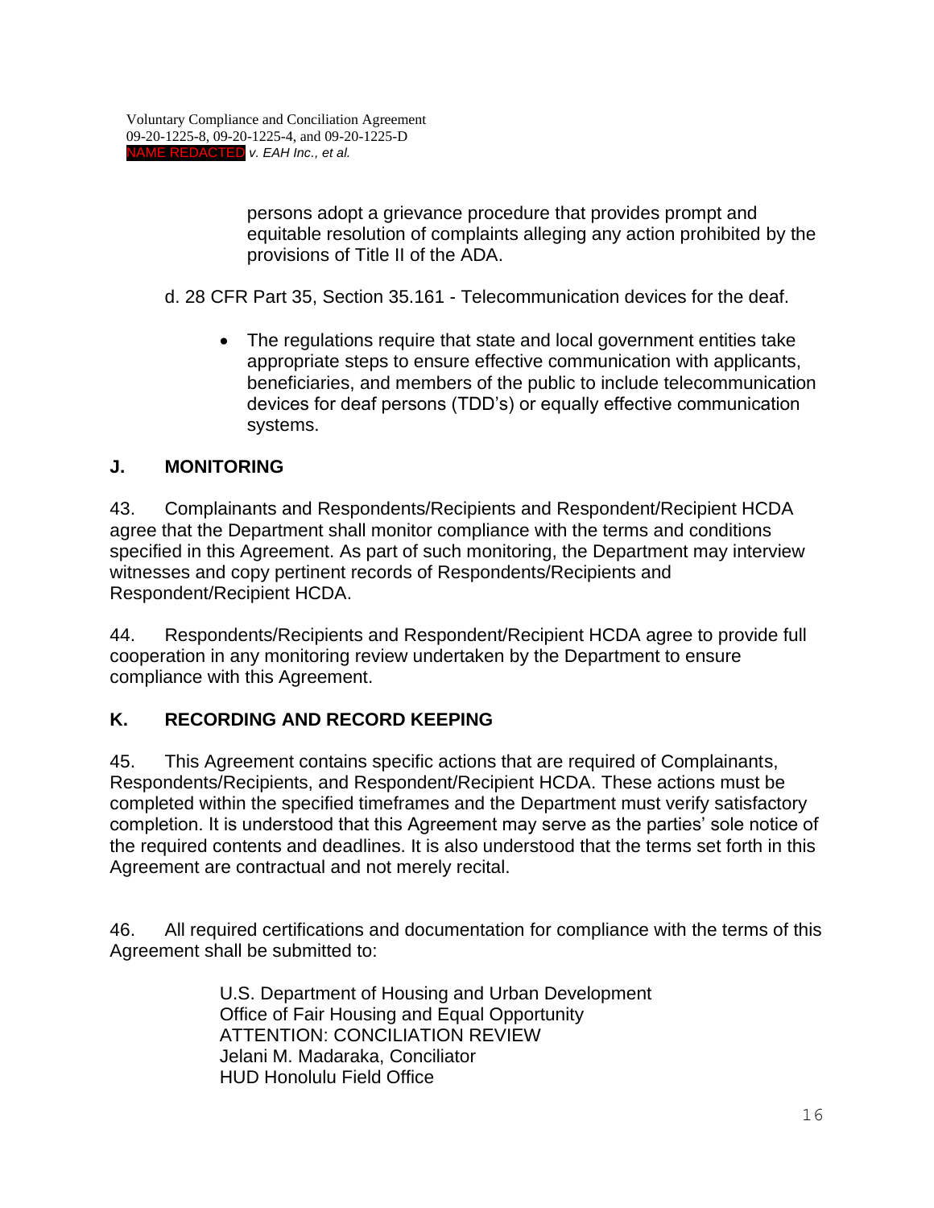persons adopt a grievance procedure that provides prompt and equitable resolution of complaints alleging any action prohibited by the provisions of Title II of the ADA.

d. 28 CFR Part 35, Section 35.161 - Telecommunication devices for the deaf.

- The regulations require that state and local government entities take appropriate steps to ensure effective communication with applicants, beneficiaries, and members of the public to include telecommunication devices for deaf persons (TDD's) or equally effective communication systems.

## J. MONITORING

43. Complainants and Respondents/Recipients and Respondent/Recipient HCDA agree that the Department shall monitor compliance with the terms and conditions specified in this Agreement. As part of such monitoring, the Department may interview witnesses and copy pertinent records of Respondents/Recipients and Respondent/Recipient HCDA.

44. Respondents/Recipients and Respondent/Recipient HCDA agree to provide full cooperation in any monitoring review undertaken by the Department to ensure compliance with this Agreement.

## K. RECORDING AND RECORD KEEPING

45. This Agreement contains specific actions that are required of Complainants, Respondents/Recipients, and Respondent/Recipient HCDA. These actions must be completed within the specified timeframes and the Department must verify satisfactory completion. It is understood that this Agreement may serve as the parties' sole notice of the required contents and deadlines. It is also understood that the terms set forth in this Agreement are contractual and not merely recital.

46. All required certifications and documentation for compliance with the terms of this Agreement shall be submitted to:

U.S. Department of Housing and Urban Development
Office of Fair Housing and Equal Opportunity
ATTENTION: CONCILIATION REVIEW
Jelani M. Madaraka, Conciliator
HUD Honolulu Field Office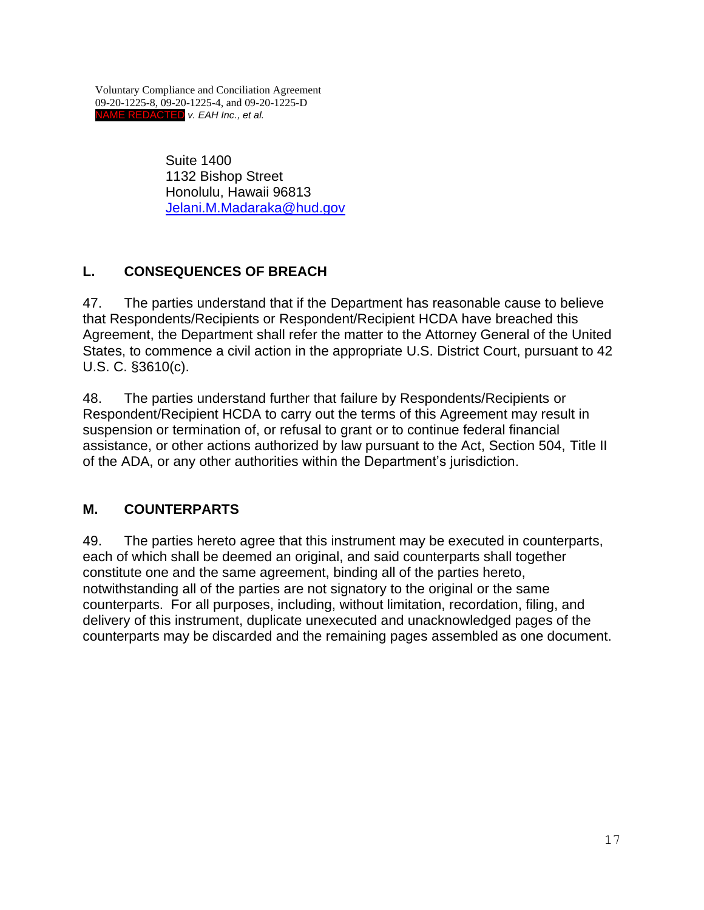Suite 1400
1132 Bishop Street
Honolulu, Hawaii 96813
Jelani.M.Madaraka@hud.gov

## L. CONSEQUENCES OF BREACH

47. The parties understand that if the Department has reasonable cause to believe that Respondents/Recipients or Respondent/Recipient HCDA have breached this Agreement, the Department shall refer the matter to the Attorney General of the United States, to commence a civil action in the appropriate U.S. District Court, pursuant to 42 U.S. C. §3610(c).

48. The parties understand further that failure by Respondents/Recipients or Respondent/Recipient HCDA to carry out the terms of this Agreement may result in suspension or termination of, or refusal to grant or to continue federal financial assistance, or other actions authorized by law pursuant to the Act, Section 504, Title II of the ADA, or any other authorities within the Department's jurisdiction.

## M. COUNTERPARTS

49. The parties hereto agree that this instrument may be executed in counterparts, each of which shall be deemed an original, and said counterparts shall together constitute one and the same agreement, binding all of the parties hereto, notwithstanding all of the parties are not signatory to the original or the same counterparts. For all purposes, including, without limitation, recordation, filing, and delivery of this instrument, duplicate unexecuted and unacknowledged pages of the counterparts may be discarded and the remaining pages assembled as one document.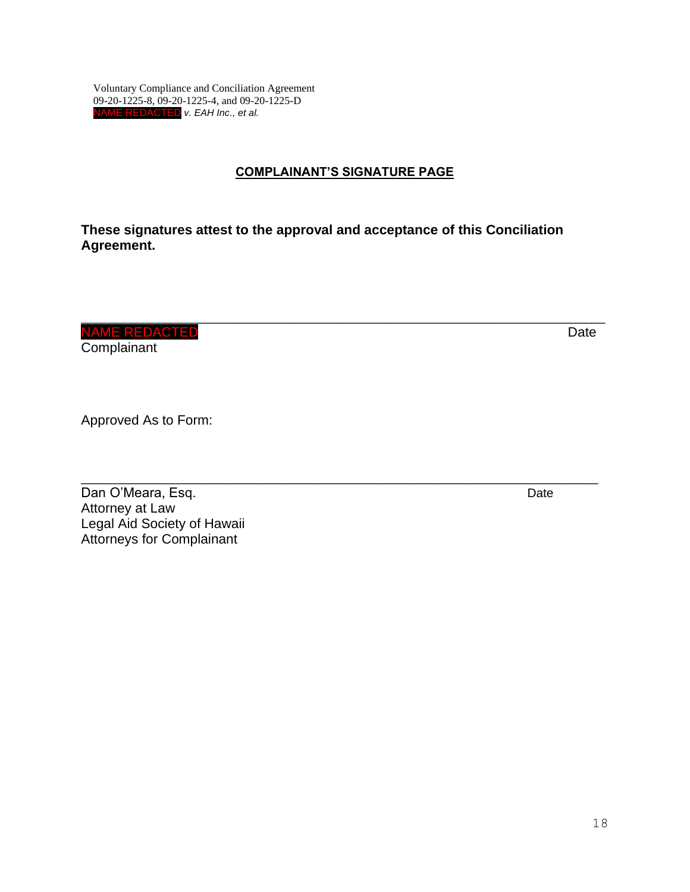Voluntary Compliance and Conciliation Agreement
09-20-1225-8, 09-20-1225-4, and 09-20-1225-D
NAME REDACTED *v. EAH Inc., et al.*

## COMPLAINANT'S SIGNATURE PAGE

**These signatures attest to the approval and acceptance of this Conciliation Agreement.**

\_\_\_\_\_\_\_\_\_\_\_\_\_\_\_\_\_\_\_\_\_\_\_\_\_\_\_\_\_\_\_\_\_\_\_\_\_\_\_\_\_\_\_\_\_\_\_\_\_\_\_\_\_\_\_\_\_\_\_\_\_\_\_\_

NAME REDACTED Date
Complainant

Approved As to Form:

\_\_\_\_\_\_\_\_\_\_\_\_\_\_\_\_\_\_\_\_\_\_\_\_\_\_\_\_\_\_\_\_\_\_\_\_\_\_\_\_\_\_\_\_\_\_\_\_\_\_\_\_\_\_\_\_\_\_\_\_\_\_\_\_

Dan O'Meara, Esq. Date
Attorney at Law
Legal Aid Society of Hawaii
Attorneys for Complainant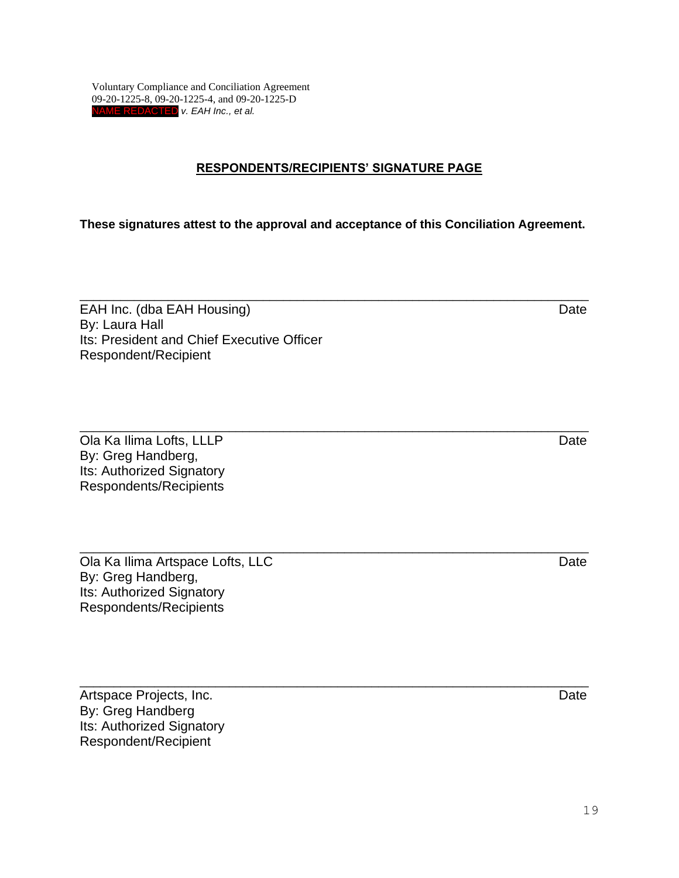Voluntary Compliance and Conciliation Agreement
09-20-1225-8, 09-20-1225-4, and 09-20-1225-D
NAME REDACTED *v. EAH Inc., et al.*

**RESPONDENTS/RECIPIENTS' SIGNATURE PAGE**

**These signatures attest to the approval and acceptance of this Conciliation Agreement.**

\_\_\_\_\_\_\_\_\_\_\_\_\_\_\_\_\_\_\_\_\_\_\_\_\_\_\_\_\_\_\_\_\_\_\_\_\_\_\_\_\_\_\_\_\_\_\_\_\_\_\_\_\_\_\_\_\_\_\_\_\_\_\_\_\_\_
EAH Inc. (dba EAH Housing) Date
By: Laura Hall
Its: President and Chief Executive Officer
Respondent/Recipient

\_\_\_\_\_\_\_\_\_\_\_\_\_\_\_\_\_\_\_\_\_\_\_\_\_\_\_\_\_\_\_\_\_\_\_\_\_\_\_\_\_\_\_\_\_\_\_\_\_\_\_\_\_\_\_\_\_\_\_\_\_\_\_\_\_\_
Ola Ka Ilima Lofts, LLLP Date
By: Greg Handberg,
Its: Authorized Signatory
Respondents/Recipients

\_\_\_\_\_\_\_\_\_\_\_\_\_\_\_\_\_\_\_\_\_\_\_\_\_\_\_\_\_\_\_\_\_\_\_\_\_\_\_\_\_\_\_\_\_\_\_\_\_\_\_\_\_\_\_\_\_\_\_\_\_\_\_\_\_\_
Ola Ka Ilima Artspace Lofts, LLC Date
By: Greg Handberg,
Its: Authorized Signatory
Respondents/Recipients

\_\_\_\_\_\_\_\_\_\_\_\_\_\_\_\_\_\_\_\_\_\_\_\_\_\_\_\_\_\_\_\_\_\_\_\_\_\_\_\_\_\_\_\_\_\_\_\_\_\_\_\_\_\_\_\_\_\_\_\_\_\_\_\_\_\_
Artspace Projects, Inc. Date
By: Greg Handberg
Its: Authorized Signatory
Respondent/Recipient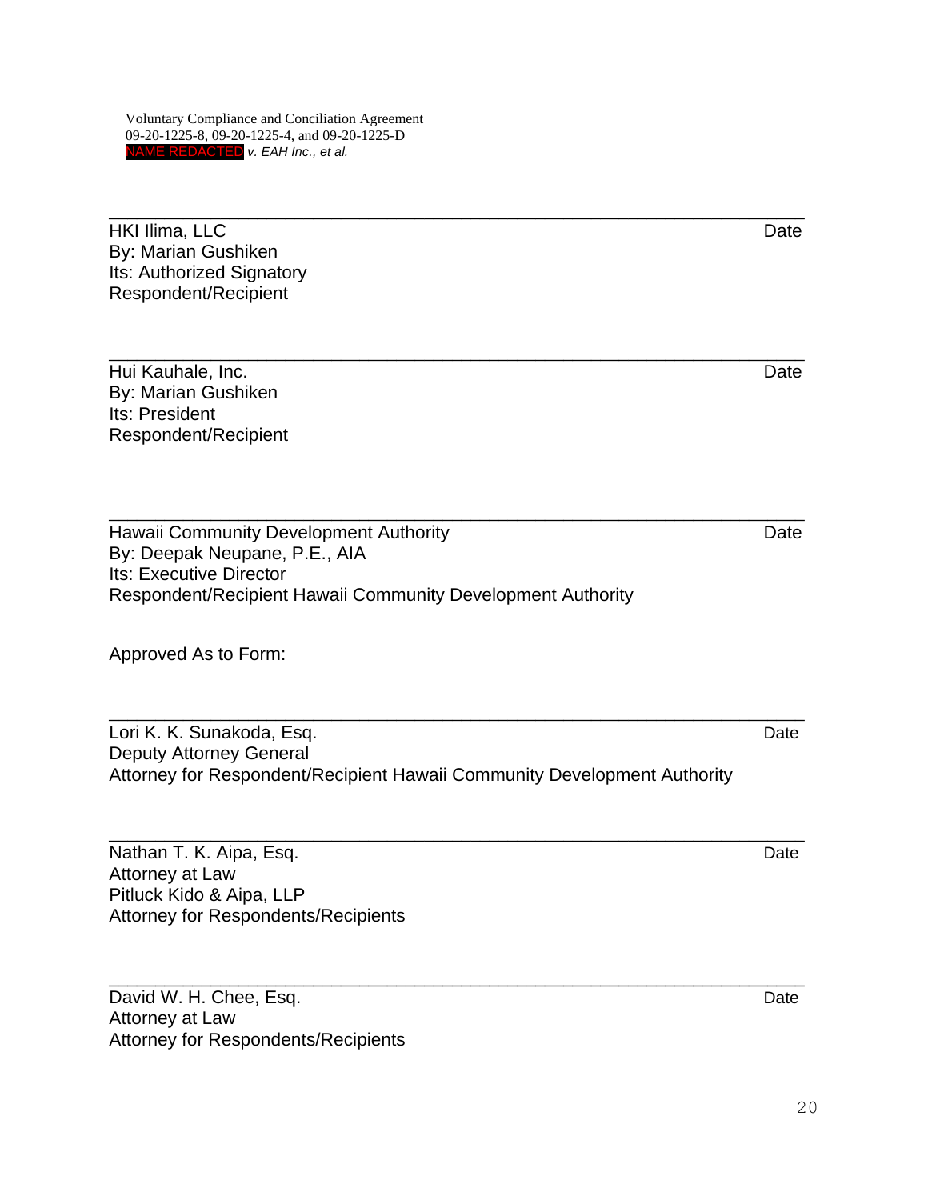\_\_\_\_\_\_\_\_\_\_\_\_\_\_\_\_\_\_\_\_\_\_\_\_\_\_\_\_\_\_\_\_\_\_\_\_\_\_\_\_\_\_\_\_\_\_\_\_\_\_\_\_\_\_\_\_\_\_\_\_

HKI Ilima, LLC Date
By: Marian Gushiken
Its: Authorized Signatory
Respondent/Recipient

\_\_\_\_\_\_\_\_\_\_\_\_\_\_\_\_\_\_\_\_\_\_\_\_\_\_\_\_\_\_\_\_\_\_\_\_\_\_\_\_\_\_\_\_\_\_\_\_\_\_\_\_\_\_\_\_\_\_\_\_

Hui Kauhale, Inc. Date
By: Marian Gushiken
Its: President
Respondent/Recipient

\_\_\_\_\_\_\_\_\_\_\_\_\_\_\_\_\_\_\_\_\_\_\_\_\_\_\_\_\_\_\_\_\_\_\_\_\_\_\_\_\_\_\_\_\_\_\_\_\_\_\_\_\_\_\_\_\_\_\_\_

Hawaii Community Development Authority Date
By: Deepak Neupane, P.E., AIA
Its: Executive Director
Respondent/Recipient Hawaii Community Development Authority

Approved As to Form:

\_\_\_\_\_\_\_\_\_\_\_\_\_\_\_\_\_\_\_\_\_\_\_\_\_\_\_\_\_\_\_\_\_\_\_\_\_\_\_\_\_\_\_\_\_\_\_\_\_\_\_\_\_\_\_\_\_\_\_\_

Lori K. K. Sunakoda, Esq. Date
Deputy Attorney General
Attorney for Respondent/Recipient Hawaii Community Development Authority

\_\_\_\_\_\_\_\_\_\_\_\_\_\_\_\_\_\_\_\_\_\_\_\_\_\_\_\_\_\_\_\_\_\_\_\_\_\_\_\_\_\_\_\_\_\_\_\_\_\_\_\_\_\_\_\_\_\_\_\_

Nathan T. K. Aipa, Esq. Date
Attorney at Law
Pitluck Kido & Aipa, LLP
Attorney for Respondents/Recipients

\_\_\_\_\_\_\_\_\_\_\_\_\_\_\_\_\_\_\_\_\_\_\_\_\_\_\_\_\_\_\_\_\_\_\_\_\_\_\_\_\_\_\_\_\_\_\_\_\_\_\_\_\_\_\_\_\_\_\_\_

David W. H. Chee, Esq. Date
Attorney at Law
Attorney for Respondents/Recipients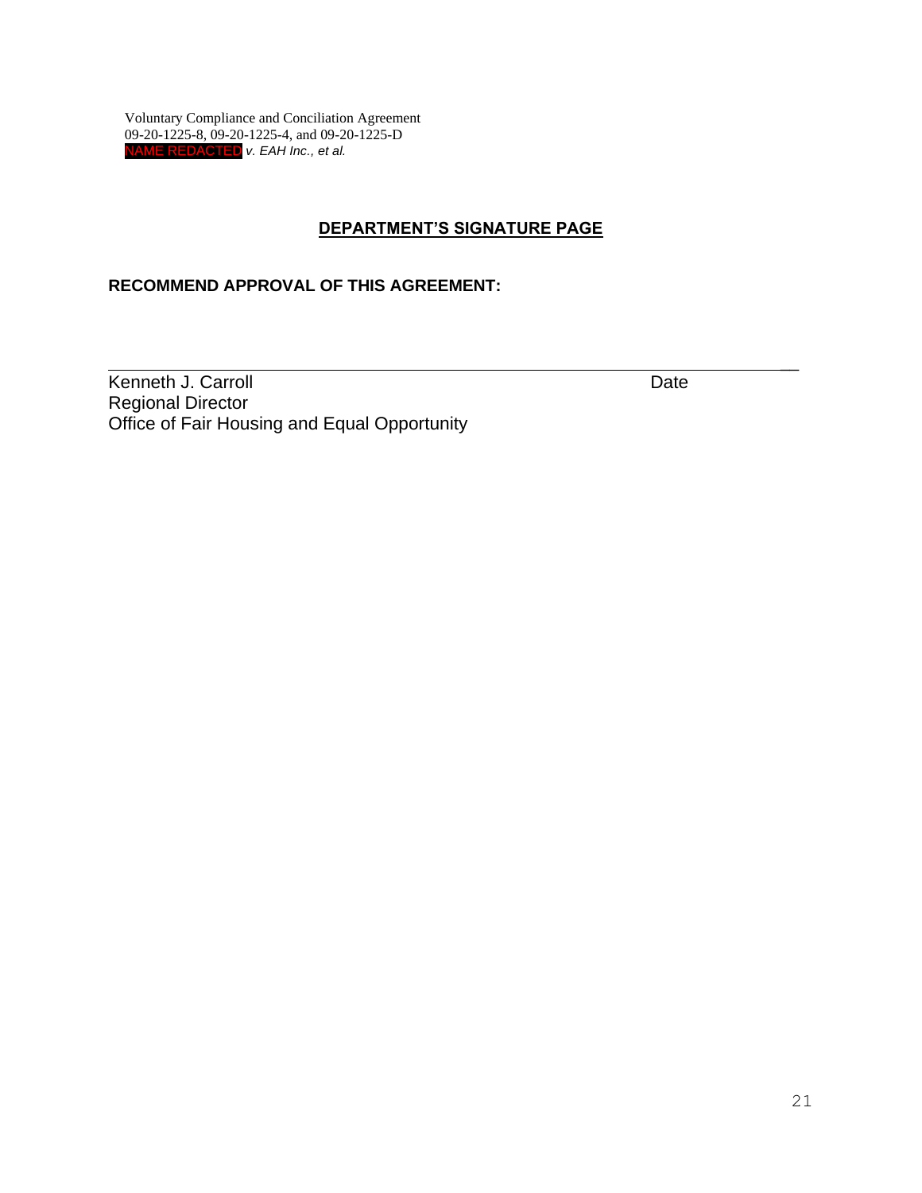Voluntary Compliance and Conciliation Agreement
09-20-1225-8, 09-20-1225-4, and 09-20-1225-D
NAME REDACTED *v. EAH Inc., et al.*

**DEPARTMENT'S SIGNATURE PAGE**

**RECOMMEND APPROVAL OF THIS AGREEMENT:**

\_\_\_\_\_\_\_\_\_\_\_\_\_\_\_\_\_\_\_\_\_\_\_\_\_\_\_\_\_\_\_\_\_\_\_\_\_\_\_\_\_\_\_\_\_\_\_\_\_\_\_\_\_\_\_\_\_\_\_\_\_\_\_\_\_\_\_\_\_\_

Kenneth J. Carroll Date
Regional Director
Office of Fair Housing and Equal Opportunity